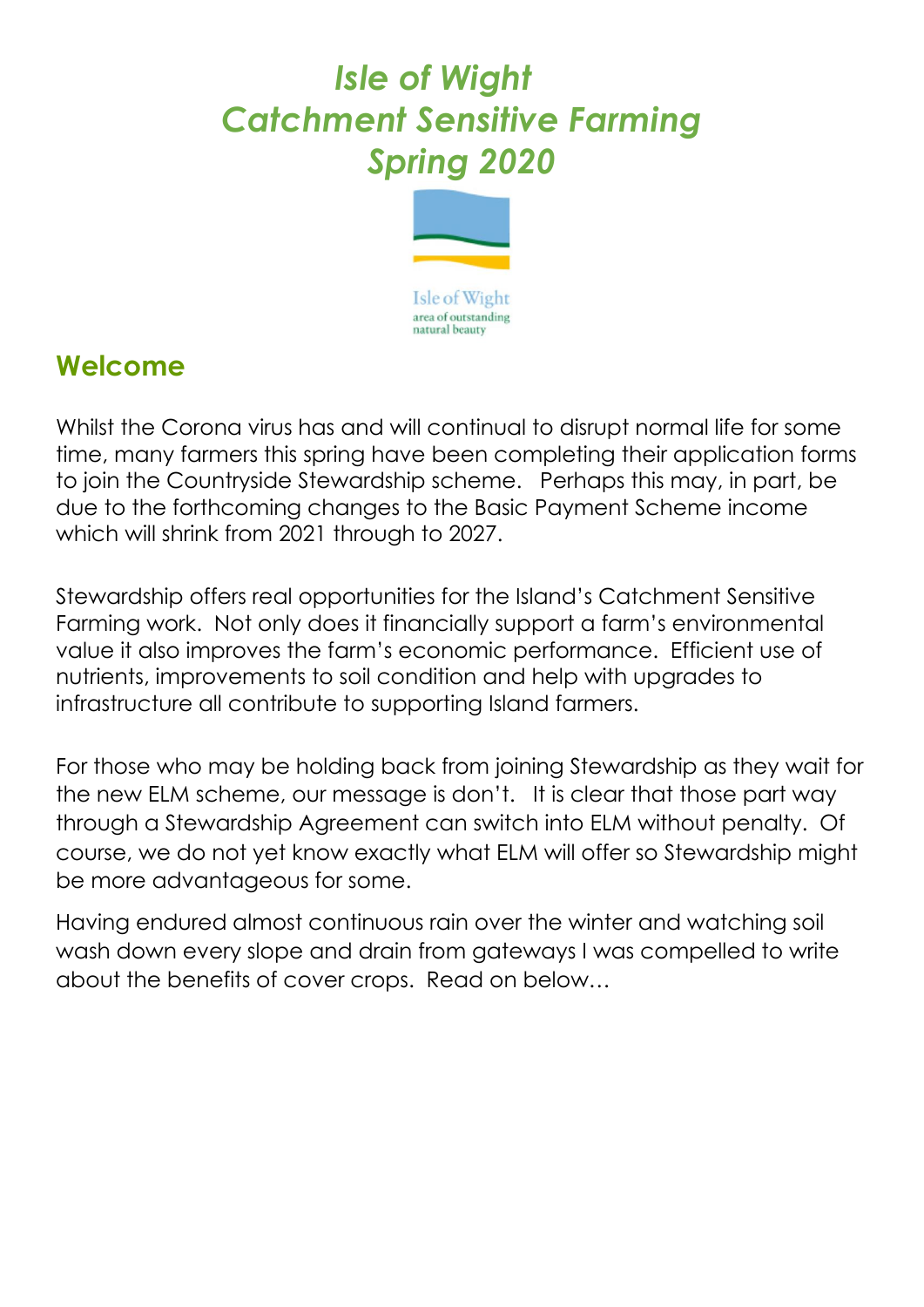# *Isle of Wight Catchment Sensitive Farming Spring 2020*

Isle of Wight
area of outstanding
natural beauty

## Welcome

Whilst the Corona virus has and will continual to disrupt normal life for some time, many farmers this spring have been completing their application forms to join the Countryside Stewardship scheme. Perhaps this may, in part, be due to the forthcoming changes to the Basic Payment Scheme income which will shrink from 2021 through to 2027.

Stewardship offers real opportunities for the Island's Catchment Sensitive Farming work. Not only does it financially support a farm's environmental value it also improves the farm's economic performance. Efficient use of nutrients, improvements to soil condition and help with upgrades to infrastructure all contribute to supporting Island farmers.

For those who may be holding back from joining Stewardship as they wait for the new ELM scheme, our message is don't. It is clear that those part way through a Stewardship Agreement can switch into ELM without penalty. Of course, we do not yet know exactly what ELM will offer so Stewardship might be more advantageous for some.

Having endured almost continuous rain over the winter and watching soil wash down every slope and drain from gateways I was compelled to write about the benefits of cover crops. Read on below…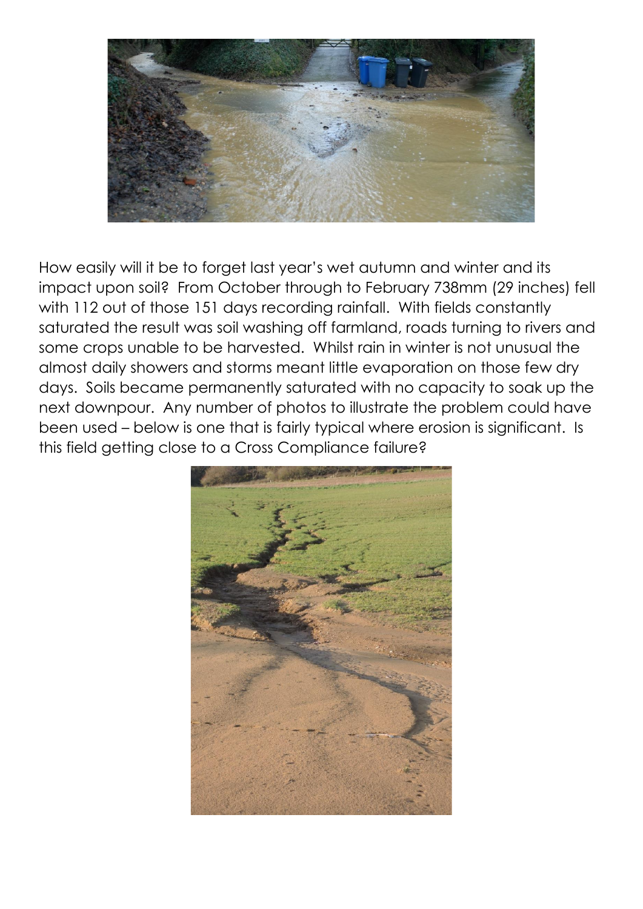How easily will it be to forget last year's wet autumn and winter and its impact upon soil? From October through to February 738mm (29 inches) fell with 112 out of those 151 days recording rainfall. With fields constantly saturated the result was soil washing off farmland, roads turning to rivers and some crops unable to be harvested. Whilst rain in winter is not unusual the almost daily showers and storms meant little evaporation on those few dry days. Soils became permanently saturated with no capacity to soak up the next downpour. Any number of photos to illustrate the problem could have been used – below is one that is fairly typical where erosion is significant. Is this field getting close to a Cross Compliance failure?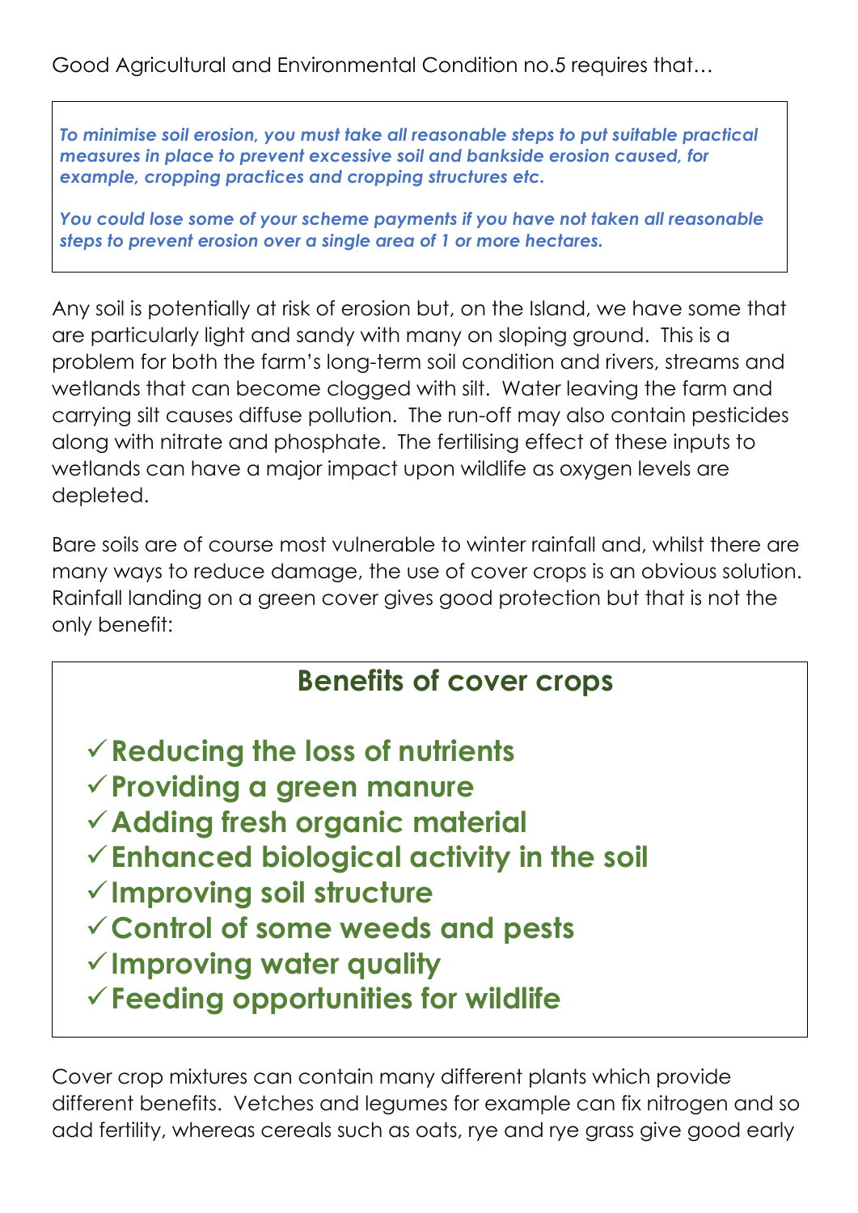Good Agricultural and Environmental Condition no.5 requires that…

> ***To minimise soil erosion, you must take all reasonable steps to put suitable practical measures in place to prevent excessive soil and bankside erosion caused, for example, cropping practices and cropping structures etc.***
>
> ***You could lose some of your scheme payments if you have not taken all reasonable steps to prevent erosion over a single area of 1 or more hectares.***

Any soil is potentially at risk of erosion but, on the Island, we have some that are particularly light and sandy with many on sloping ground. This is a problem for both the farm's long-term soil condition and rivers, streams and wetlands that can become clogged with silt. Water leaving the farm and carrying silt causes diffuse pollution. The run-off may also contain pesticides along with nitrate and phosphate. The fertilising effect of these inputs to wetlands can have a major impact upon wildlife as oxygen levels are depleted.

Bare soils are of course most vulnerable to winter rainfall and, whilst there are many ways to reduce damage, the use of cover crops is an obvious solution. Rainfall landing on a green cover gives good protection but that is not the only benefit:

## Benefits of cover crops

- ✓ **Reducing the loss of nutrients**
- ✓ **Providing a green manure**
- ✓ **Adding fresh organic material**
- ✓ **Enhanced biological activity in the soil**
- ✓ **Improving soil structure**
- ✓ **Control of some weeds and pests**
- ✓ **Improving water quality**
- ✓ **Feeding opportunities for wildlife**

Cover crop mixtures can contain many different plants which provide different benefits. Vetches and legumes for example can fix nitrogen and so add fertility, whereas cereals such as oats, rye and rye grass give good early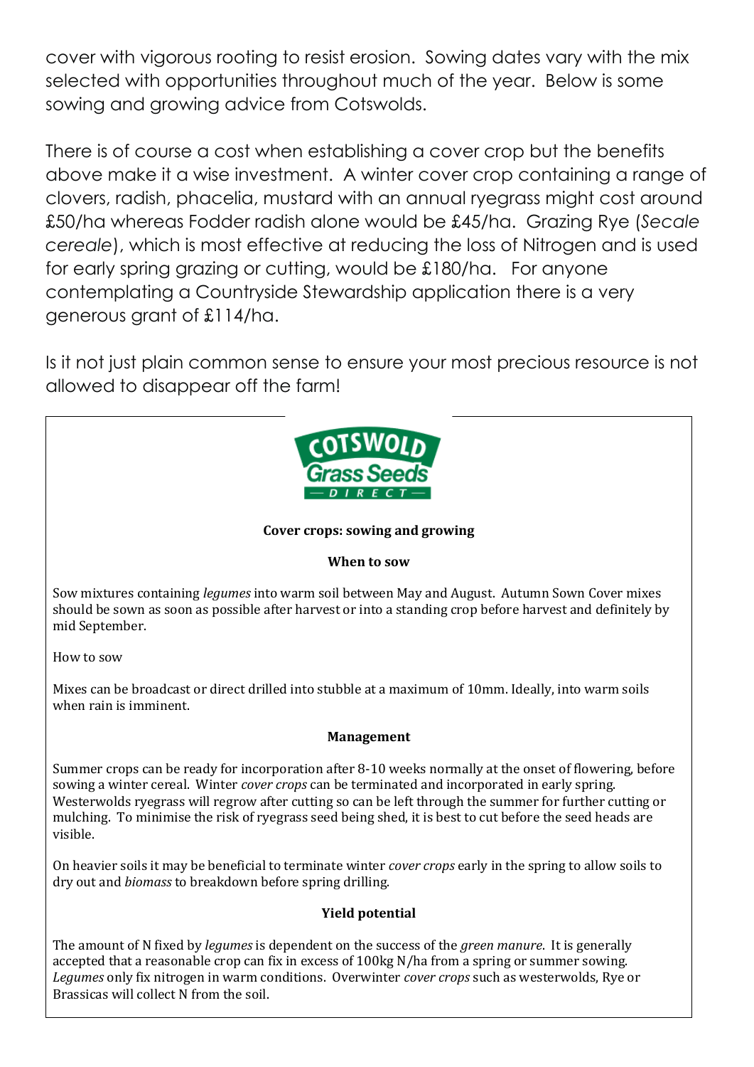cover with vigorous rooting to resist erosion. Sowing dates vary with the mix selected with opportunities throughout much of the year. Below is some sowing and growing advice from Cotswolds.

There is of course a cost when establishing a cover crop but the benefits above make it a wise investment. A winter cover crop containing a range of clovers, radish, phacelia, mustard with an annual ryegrass might cost around £50/ha whereas Fodder radish alone would be £45/ha. Grazing Rye (*Secale cereale*), which is most effective at reducing the loss of Nitrogen and is used for early spring grazing or cutting, would be £180/ha. For anyone contemplating a Countryside Stewardship application there is a very generous grant of £114/ha.

Is it not just plain common sense to ensure your most precious resource is not allowed to disappear off the farm!

COTSWOLD Grass Seeds — DIRECT —

**Cover crops: sowing and growing**

**When to sow**

Sow mixtures containing *legumes* into warm soil between May and August. Autumn Sown Cover mixes should be sown as soon as possible after harvest or into a standing crop before harvest and definitely by mid September.

How to sow

Mixes can be broadcast or direct drilled into stubble at a maximum of 10mm. Ideally, into warm soils when rain is imminent.

**Management**

Summer crops can be ready for incorporation after 8-10 weeks normally at the onset of flowering, before sowing a winter cereal. Winter *cover crops* can be terminated and incorporated in early spring. Westerwolds ryegrass will regrow after cutting so can be left through the summer for further cutting or mulching. To minimise the risk of ryegrass seed being shed, it is best to cut before the seed heads are visible.

On heavier soils it may be beneficial to terminate winter *cover crops* early in the spring to allow soils to dry out and *biomass* to breakdown before spring drilling.

**Yield potential**

The amount of N fixed by *legumes* is dependent on the success of the *green manure*. It is generally accepted that a reasonable crop can fix in excess of 100kg N/ha from a spring or summer sowing. *Legumes* only fix nitrogen in warm conditions. Overwinter *cover crops* such as westerwolds, Rye or Brassicas will collect N from the soil.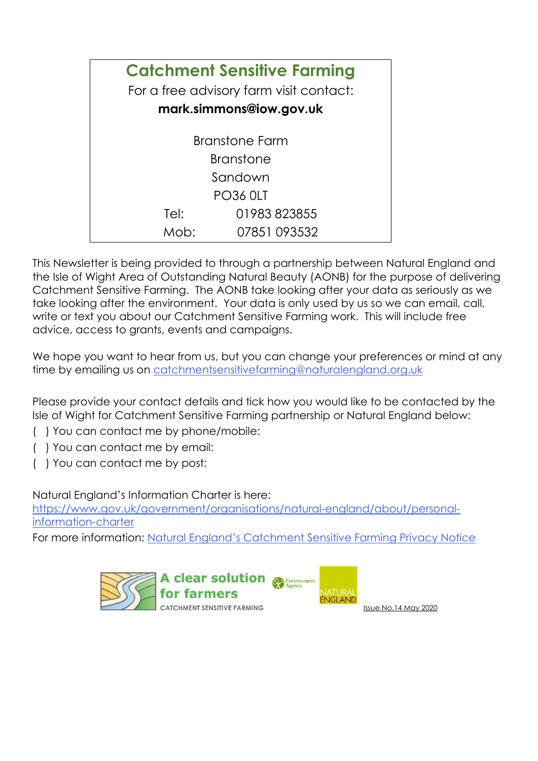## Catchment Sensitive Farming

For a free advisory farm visit contact:

**mark.simmons@iow.gov.uk**

Branstone Farm
Branstone
Sandown
PO36 0LT

Tel: 01983 823855
Mob: 07851 093532

This Newsletter is being provided to through a partnership between Natural England and the Isle of Wight Area of Outstanding Natural Beauty (AONB) for the purpose of delivering Catchment Sensitive Farming. The AONB take looking after your data as seriously as we take looking after the environment. Your data is only used by us so we can email, call, write or text you about our Catchment Sensitive Farming work. This will include free advice, access to grants, events and campaigns.

We hope you want to hear from us, but you can change your preferences or mind at any time by emailing us on catchmentsensitivefarming@naturalengland.org.uk

Please provide your contact details and tick how you would like to be contacted by the Isle of Wight for Catchment Sensitive Farming partnership or Natural England below:

( ) You can contact me by phone/mobile:
( ) You can contact me by email:
( ) You can contact me by post:

Natural England's Information Charter is here:
https://www.gov.uk/government/organisations/natural-england/about/personal-information-charter
For more information: Natural England's Catchment Sensitive Farming Privacy Notice

A clear solution for farmers
CATCHMENT SENSITIVE FARMING

Environment Agency

NATURAL ENGLAND

Issue No.14 May 2020